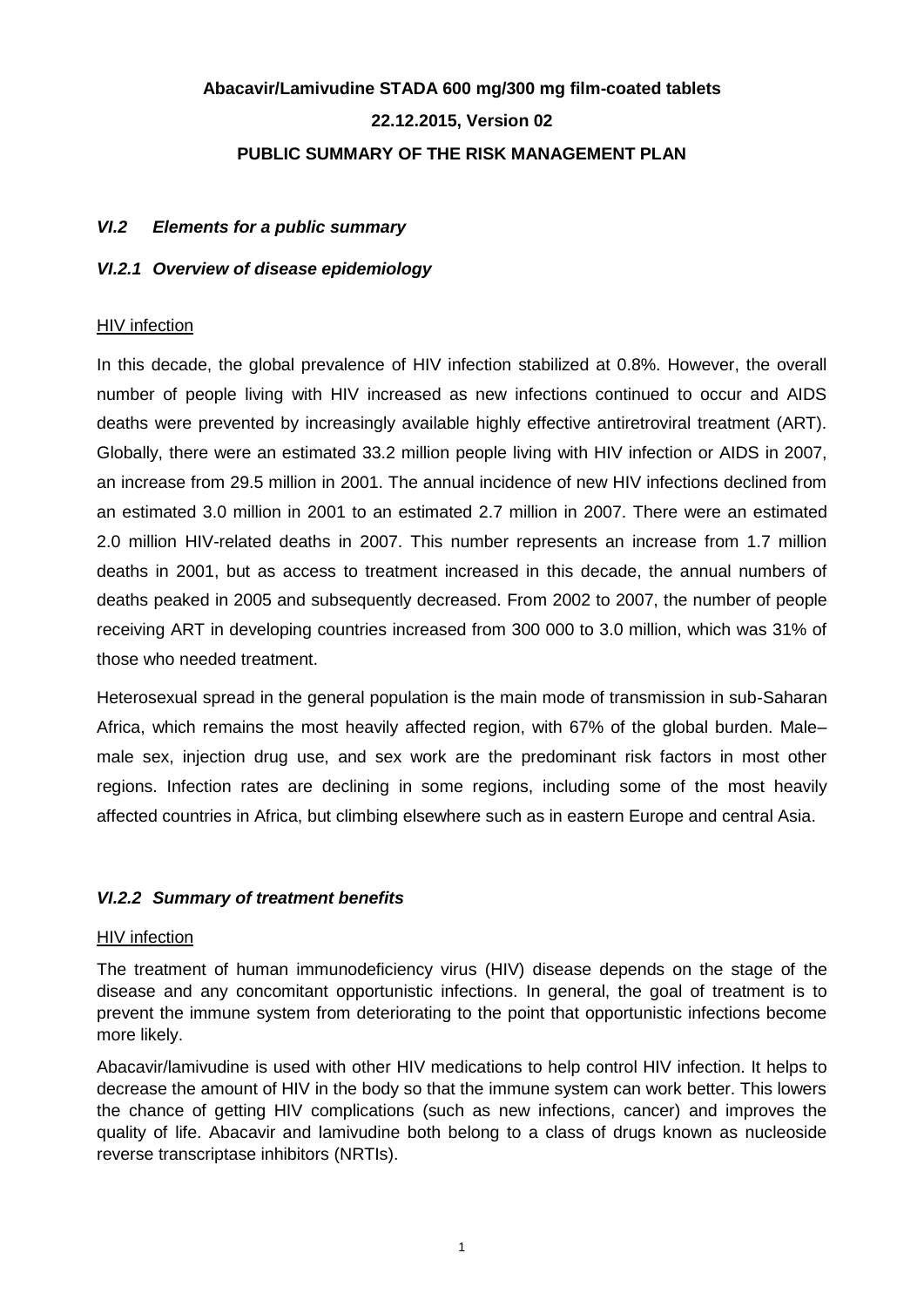**Abacavir/Lamivudine STADA 600 mg/300 mg film-coated tablets**

**22.12.2015, Version 02**

**PUBLIC SUMMARY OF THE RISK MANAGEMENT PLAN**

## *VI.2 Elements for a public summary*

### *VI.2.1 Overview of disease epidemiology*

HIV infection

In this decade, the global prevalence of HIV infection stabilized at 0.8%. However, the overall number of people living with HIV increased as new infections continued to occur and AIDS deaths were prevented by increasingly available highly effective antiretroviral treatment (ART). Globally, there were an estimated 33.2 million people living with HIV infection or AIDS in 2007, an increase from 29.5 million in 2001. The annual incidence of new HIV infections declined from an estimated 3.0 million in 2001 to an estimated 2.7 million in 2007. There were an estimated 2.0 million HIV-related deaths in 2007. This number represents an increase from 1.7 million deaths in 2001, but as access to treatment increased in this decade, the annual numbers of deaths peaked in 2005 and subsequently decreased. From 2002 to 2007, the number of people receiving ART in developing countries increased from 300 000 to 3.0 million, which was 31% of those who needed treatment.

Heterosexual spread in the general population is the main mode of transmission in sub-Saharan Africa, which remains the most heavily affected region, with 67% of the global burden. Male–male sex, injection drug use, and sex work are the predominant risk factors in most other regions. Infection rates are declining in some regions, including some of the most heavily affected countries in Africa, but climbing elsewhere such as in eastern Europe and central Asia.

### *VI.2.2 Summary of treatment benefits*

HIV infection

The treatment of human immunodeficiency virus (HIV) disease depends on the stage of the disease and any concomitant opportunistic infections. In general, the goal of treatment is to prevent the immune system from deteriorating to the point that opportunistic infections become more likely.

Abacavir/lamivudine is used with other HIV medications to help control HIV infection. It helps to decrease the amount of HIV in the body so that the immune system can work better. This lowers the chance of getting HIV complications (such as new infections, cancer) and improves the quality of life. Abacavir and lamivudine both belong to a class of drugs known as nucleoside reverse transcriptase inhibitors (NRTIs).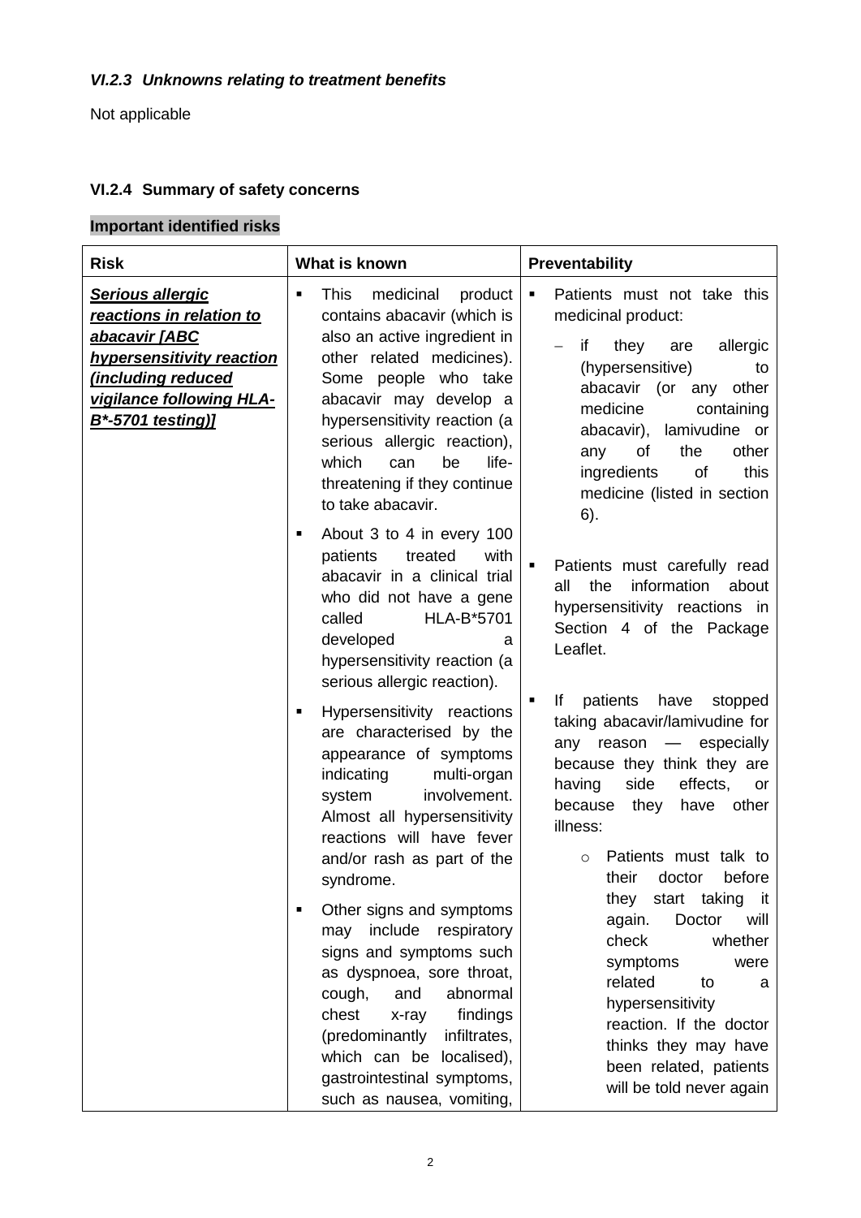### *VI.2.3 Unknowns relating to treatment benefits*

Not applicable

### VI.2.4 Summary of safety concerns

**Important identified risks**

| Risk | What is known | Preventability |
|---|---|---|
| ***Serious allergic reactions in relation to abacavir [ABC hypersensitivity reaction (including reduced vigilance following HLA-B*-5701 testing)]*** | ▪ This medicinal product contains abacavir (which is also an active ingredient in other related medicines). Some people who take abacavir may develop a hypersensitivity reaction (a serious allergic reaction), which can be life-threatening if they continue to take abacavir.<br><br>▪ About 3 to 4 in every 100 patients treated with abacavir in a clinical trial who did not have a gene called HLA-B*5701 developed a hypersensitivity reaction (a serious allergic reaction).<br><br>▪ Hypersensitivity reactions are characterised by the appearance of symptoms indicating multi-organ system involvement. Almost all hypersensitivity reactions will have fever and/or rash as part of the syndrome.<br><br>▪ Other signs and symptoms may include respiratory signs and symptoms such as dyspnoea, sore throat, cough, and abnormal chest x-ray findings (predominantly infiltrates, which can be localised), gastrointestinal symptoms, such as nausea, vomiting, | ▪ Patients must not take this medicinal product:<br>– if they are allergic (hypersensitive) to abacavir (or any other medicine containing abacavir), lamivudine or any of the other ingredients of this medicine (listed in section 6).<br><br>▪ Patients must carefully read all the information about hypersensitivity reactions in Section 4 of the Package Leaflet.<br><br>▪ If patients have stopped taking abacavir/lamivudine for any reason — especially because they think they are having side effects, or because they have other illness:<br>○ Patients must talk to their doctor before they start taking it again. Doctor will check whether symptoms were related to a hypersensitivity reaction. If the doctor thinks they may have been related, patients will be told never again |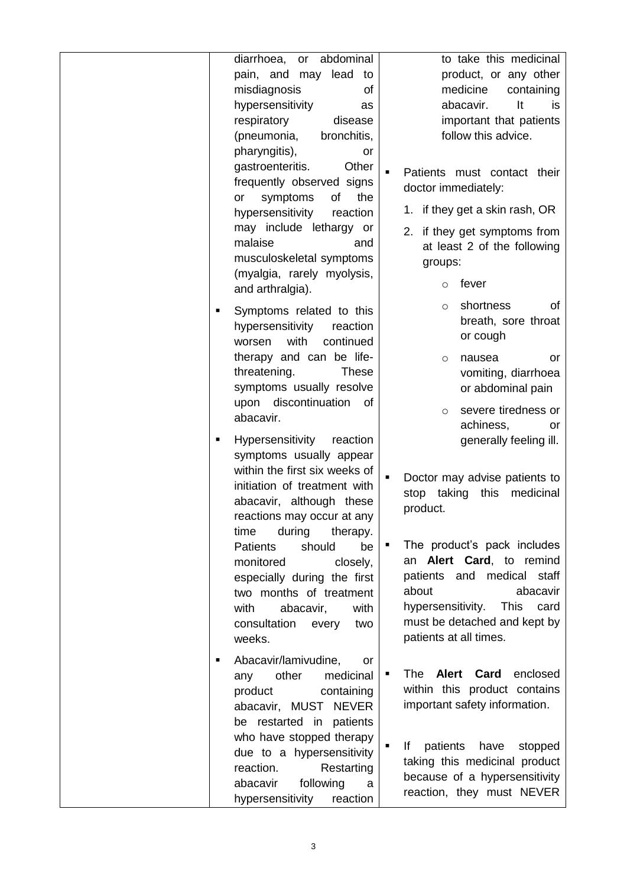| | | |
|---|---|---|
| | diarrhoea, or abdominal pain, and may lead to misdiagnosis of hypersensitivity as respiratory disease (pneumonia, bronchitis, pharyngitis), or gastroenteritis. Other frequently observed signs or symptoms of the hypersensitivity reaction may include lethargy or malaise and musculoskeletal symptoms (myalgia, rarely myolysis, and arthralgia).<br><br>▪ Symptoms related to this hypersensitivity reaction worsen with continued therapy and can be life-threatening. These symptoms usually resolve upon discontinuation of abacavir.<br><br>▪ Hypersensitivity reaction symptoms usually appear within the first six weeks of initiation of treatment with abacavir, although these reactions may occur at any time during therapy. Patients should be monitored closely, especially during the first two months of treatment with abacavir, with consultation every two weeks.<br><br>▪ Abacavir/lamivudine, or any other medicinal product containing abacavir, MUST NEVER be restarted in patients who have stopped therapy due to a hypersensitivity reaction. Restarting abacavir following a hypersensitivity reaction | to take this medicinal product, or any other medicine containing abacavir. It is important that patients follow this advice.<br><br>▪ Patients must contact their doctor immediately:<br>1. if they get a skin rash, OR<br>2. if they get symptoms from at least 2 of the following groups:<br>○ fever<br>○ shortness of breath, sore throat or cough<br>○ nausea or vomiting, diarrhoea or abdominal pain<br>○ severe tiredness or achiness, or generally feeling ill.<br><br>▪ Doctor may advise patients to stop taking this medicinal product.<br><br>▪ The product's pack includes an **Alert Card**, to remind patients and medical staff about abacavir hypersensitivity. This card must be detached and kept by patients at all times.<br><br>▪ The **Alert Card** enclosed within this product contains important safety information.<br><br>▪ If patients have stopped taking this medicinal product because of a hypersensitivity reaction, they must NEVER |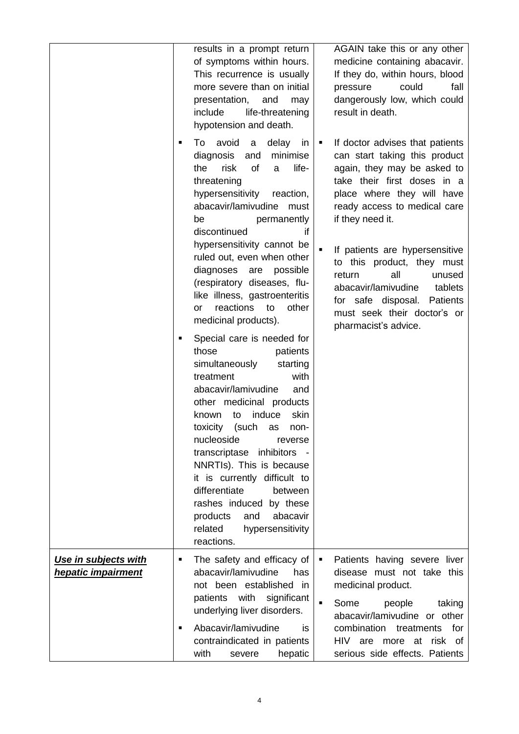| | | |
|---|---|---|
| | results in a prompt return of symptoms within hours. This recurrence is usually more severe than on initial presentation, and may include life-threatening hypotension and death.<br>▪ To avoid a delay in diagnosis and minimise the risk of a life-threatening hypersensitivity reaction, abacavir/lamivudine must be permanently discontinued if hypersensitivity cannot be ruled out, even when other diagnoses are possible (respiratory diseases, flu-like illness, gastroenteritis or reactions to other medicinal products).<br>▪ Special care is needed for those patients simultaneously starting treatment with abacavir/lamivudine and other medicinal products known to induce skin toxicity (such as non-nucleoside reverse transcriptase inhibitors - NNRTIs). This is because it is currently difficult to differentiate between rashes induced by these products and abacavir related hypersensitivity reactions. | AGAIN take this or any other medicine containing abacavir. If they do, within hours, blood pressure could fall dangerously low, which could result in death.<br>▪ If doctor advises that patients can start taking this product again, they may be asked to take their first doses in a place where they will have ready access to medical care if they need it.<br>▪ If patients are hypersensitive to this product, they must return all unused abacavir/lamivudine tablets for safe disposal. Patients must seek their doctor's or pharmacist's advice. |
| ***Use in subjects with hepatic impairment*** | ▪ The safety and efficacy of abacavir/lamivudine has not been established in patients with significant underlying liver disorders.<br>▪ Abacavir/lamivudine is contraindicated in patients with severe hepatic | ▪ Patients having severe liver disease must not take this medicinal product.<br>▪ Some people taking abacavir/lamivudine or other combination treatments for HIV are more at risk of serious side effects. Patients |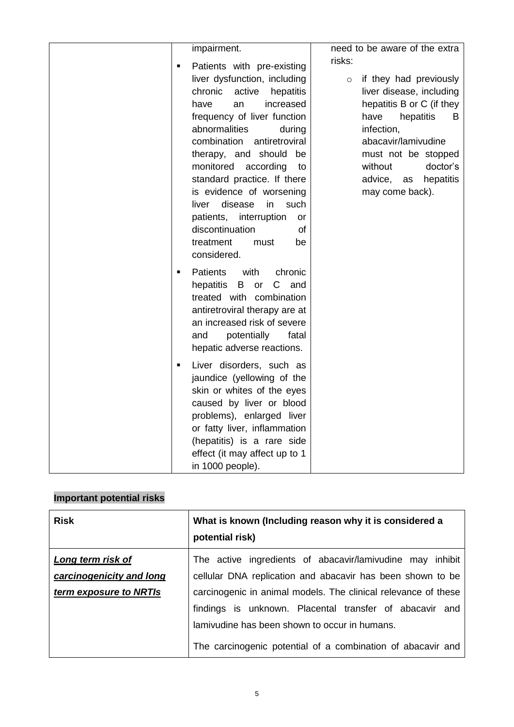| | | |
|---|---|---|
| | impairment.<br>▪ Patients with pre-existing liver dysfunction, including chronic active hepatitis have an increased frequency of liver function abnormalities during combination antiretroviral therapy, and should be monitored according to standard practice. If there is evidence of worsening liver disease in such patients, interruption or discontinuation of treatment must be considered.<br>▪ Patients with chronic hepatitis B or C and treated with combination antiretroviral therapy are at an increased risk of severe and potentially fatal hepatic adverse reactions.<br>▪ Liver disorders, such as jaundice (yellowing of the skin or whites of the eyes caused by liver or blood problems), enlarged liver or fatty liver, inflammation (hepatitis) is a rare side effect (it may affect up to 1 in 1000 people). | need to be aware of the extra risks:<br>○ if they had previously liver disease, including hepatitis B or C (if they have hepatitis B infection, abacavir/lamivudine must not be stopped without doctor's advice, as hepatitis may come back). |

**Important potential risks**

| Risk | What is known (Including reason why it is considered a potential risk) |
|---|---|
| ***Long term risk of carcinogenicity and long term exposure to NRTIs*** | The active ingredients of abacavir/lamivudine may inhibit cellular DNA replication and abacavir has been shown to be carcinogenic in animal models. The clinical relevance of these findings is unknown. Placental transfer of abacavir and lamivudine has been shown to occur in humans.<br>The carcinogenic potential of a combination of abacavir and |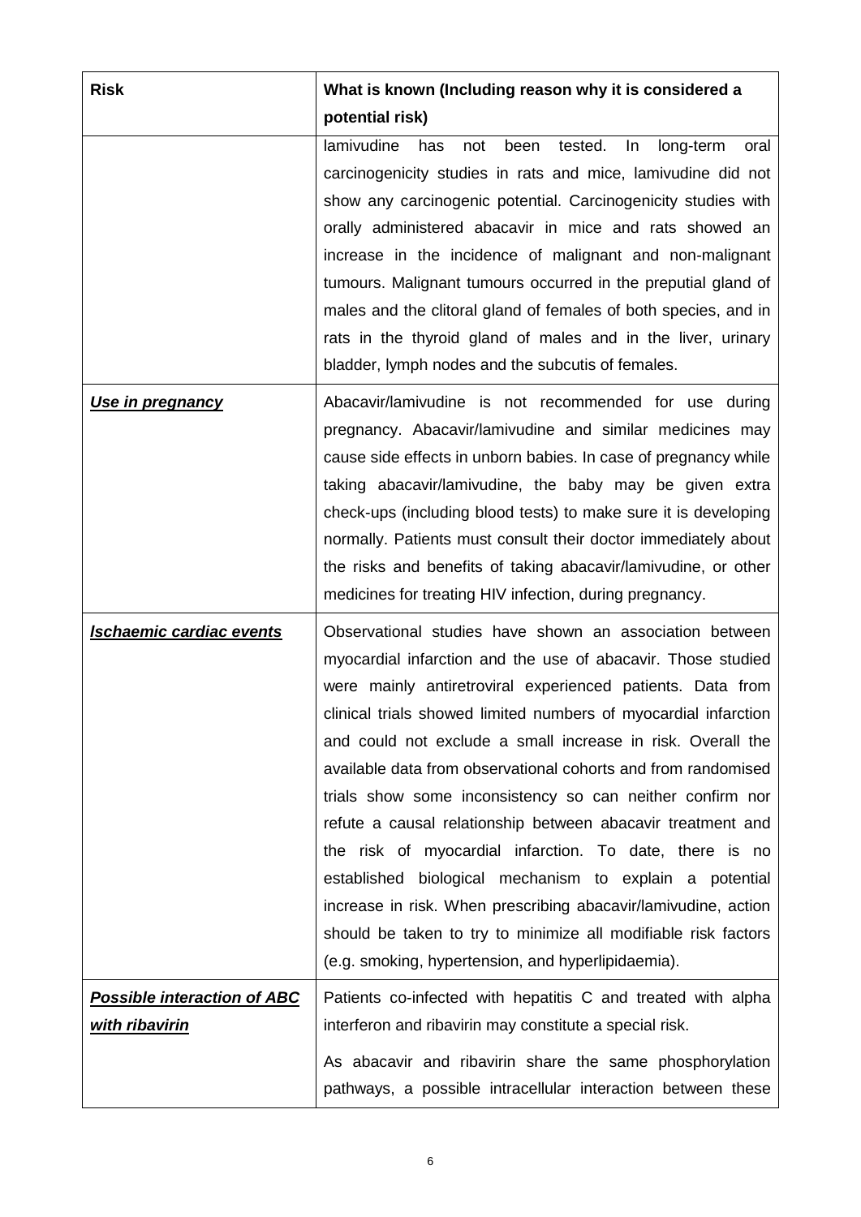| Risk | What is known (Including reason why it is considered a potential risk) |
| --- | --- |
| | lamivudine has not been tested. In long-term oral carcinogenicity studies in rats and mice, lamivudine did not show any carcinogenic potential. Carcinogenicity studies with orally administered abacavir in mice and rats showed an increase in the incidence of malignant and non-malignant tumours. Malignant tumours occurred in the preputial gland of males and the clitoral gland of females of both species, and in rats in the thyroid gland of males and in the liver, urinary bladder, lymph nodes and the subcutis of females. |
| ***Use in pregnancy*** | Abacavir/lamivudine is not recommended for use during pregnancy. Abacavir/lamivudine and similar medicines may cause side effects in unborn babies. In case of pregnancy while taking abacavir/lamivudine, the baby may be given extra check-ups (including blood tests) to make sure it is developing normally. Patients must consult their doctor immediately about the risks and benefits of taking abacavir/lamivudine, or other medicines for treating HIV infection, during pregnancy. |
| ***Ischaemic cardiac events*** | Observational studies have shown an association between myocardial infarction and the use of abacavir. Those studied were mainly antiretroviral experienced patients. Data from clinical trials showed limited numbers of myocardial infarction and could not exclude a small increase in risk. Overall the available data from observational cohorts and from randomised trials show some inconsistency so can neither confirm nor refute a causal relationship between abacavir treatment and the risk of myocardial infarction. To date, there is no established biological mechanism to explain a potential increase in risk. When prescribing abacavir/lamivudine, action should be taken to try to minimize all modifiable risk factors (e.g. smoking, hypertension, and hyperlipidaemia). |
| ***Possible interaction of ABC with ribavirin*** | Patients co-infected with hepatitis C and treated with alpha interferon and ribavirin may constitute a special risk.<br><br>As abacavir and ribavirin share the same phosphorylation pathways, a possible intracellular interaction between these |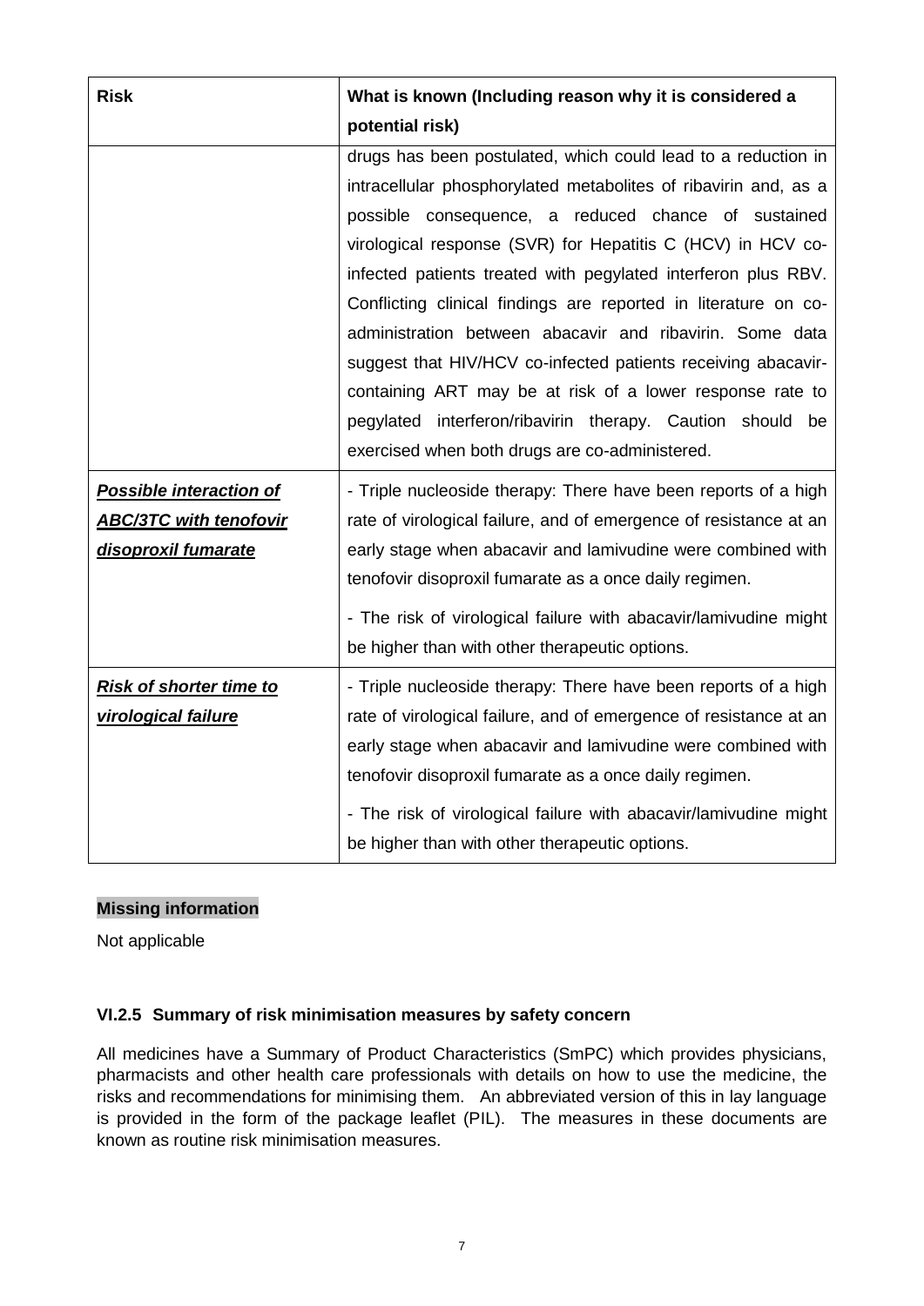| Risk | What is known (Including reason why it is considered a potential risk) |
|---|---|
| | drugs has been postulated, which could lead to a reduction in intracellular phosphorylated metabolites of ribavirin and, as a possible consequence, a reduced chance of sustained virological response (SVR) for Hepatitis C (HCV) in HCV co-infected patients treated with pegylated interferon plus RBV. Conflicting clinical findings are reported in literature on co-administration between abacavir and ribavirin. Some data suggest that HIV/HCV co-infected patients receiving abacavir-containing ART may be at risk of a lower response rate to pegylated interferon/ribavirin therapy. Caution should be exercised when both drugs are co-administered. |
| ***Possible interaction of ABC/3TC with tenofovir disoproxil fumarate*** | - Triple nucleoside therapy: There have been reports of a high rate of virological failure, and of emergence of resistance at an early stage when abacavir and lamivudine were combined with tenofovir disoproxil fumarate as a once daily regimen.<br>- The risk of virological failure with abacavir/lamivudine might be higher than with other therapeutic options. |
| ***Risk of shorter time to virological failure*** | - Triple nucleoside therapy: There have been reports of a high rate of virological failure, and of emergence of resistance at an early stage when abacavir and lamivudine were combined with tenofovir disoproxil fumarate as a once daily regimen.<br>- The risk of virological failure with abacavir/lamivudine might be higher than with other therapeutic options. |

**Missing information**

Not applicable

### VI.2.5 Summary of risk minimisation measures by safety concern

All medicines have a Summary of Product Characteristics (SmPC) which provides physicians, pharmacists and other health care professionals with details on how to use the medicine, the risks and recommendations for minimising them. An abbreviated version of this in lay language is provided in the form of the package leaflet (PIL). The measures in these documents are known as routine risk minimisation measures.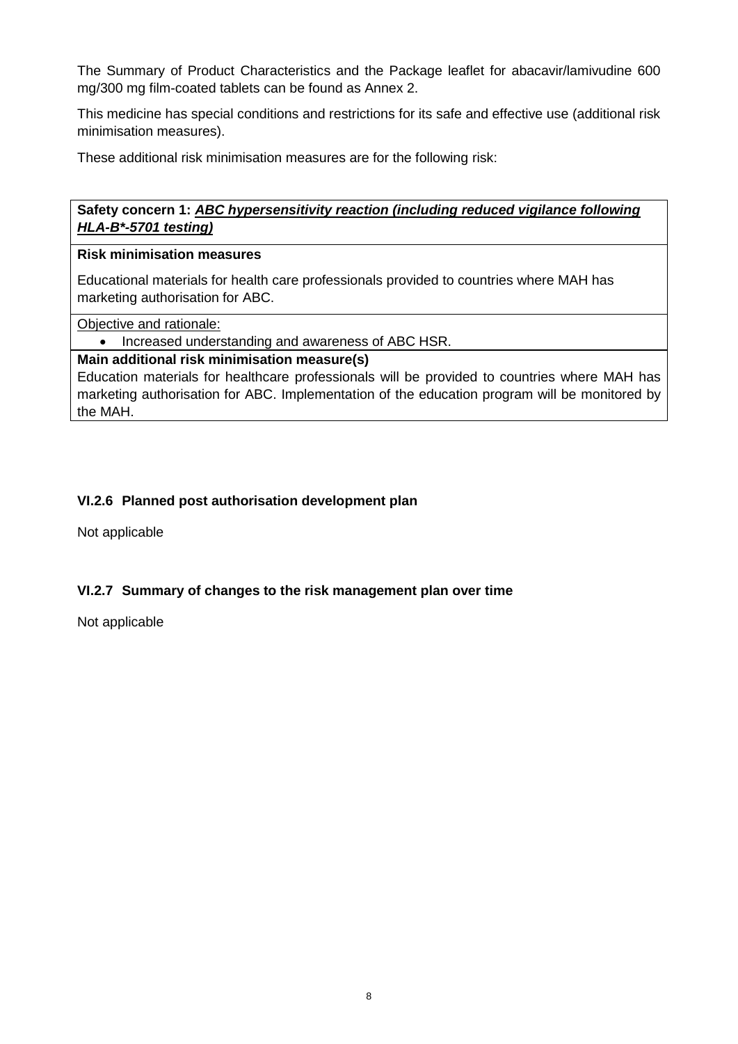The Summary of Product Characteristics and the Package leaflet for abacavir/lamivudine 600 mg/300 mg film-coated tablets can be found as Annex 2.

This medicine has special conditions and restrictions for its safe and effective use (additional risk minimisation measures).

These additional risk minimisation measures are for the following risk:

| **Safety concern 1:** ***<u>ABC hypersensitivity reaction (including reduced vigilance following HLA-B*-5701 testing)</u>*** |
|---|
| **Risk minimisation measures** |
| Educational materials for health care professionals provided to countries where MAH has marketing authorisation for ABC. |
| <u>Objective and rationale:</u><br>• Increased understanding and awareness of ABC HSR. |
| **Main additional risk minimisation measure(s)**<br>Education materials for healthcare professionals will be provided to countries where MAH has marketing authorisation for ABC. Implementation of the education program will be monitored by the MAH. |

### VI.2.6 Planned post authorisation development plan

Not applicable

### VI.2.7 Summary of changes to the risk management plan over time

Not applicable